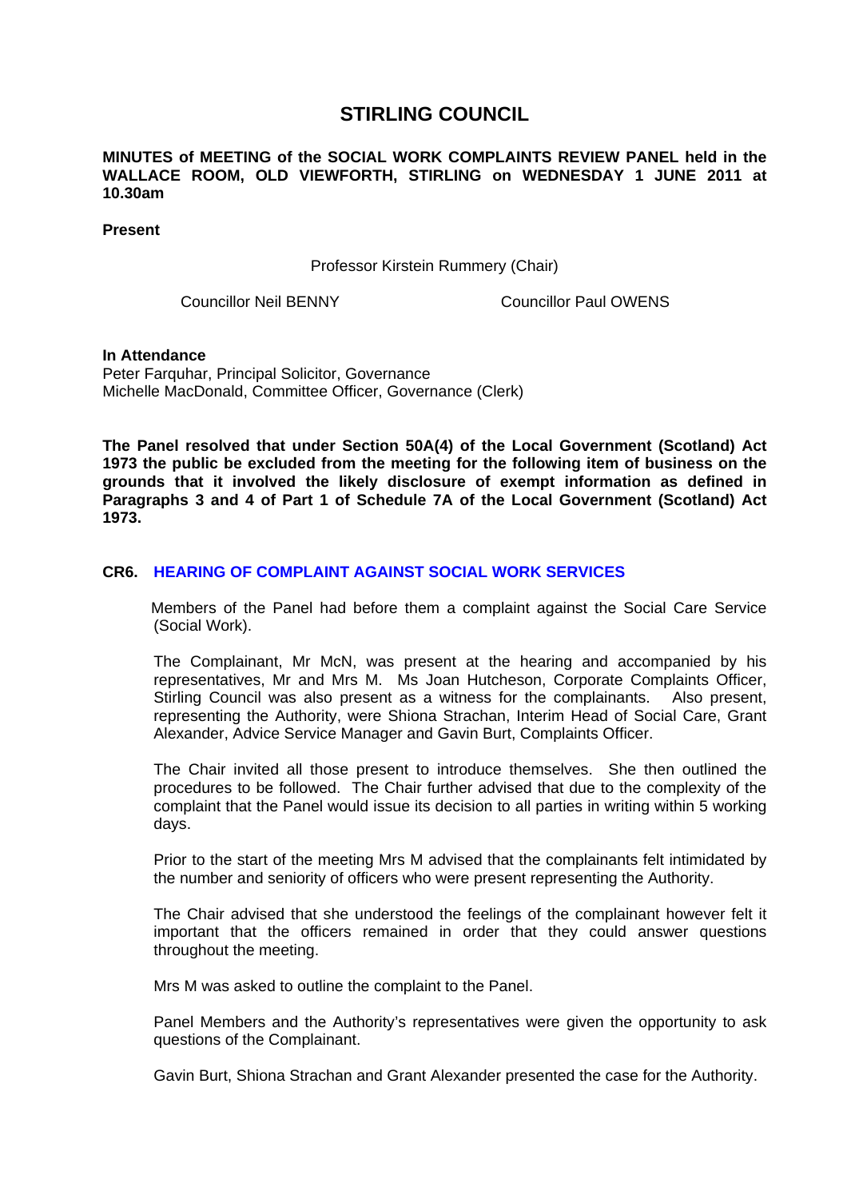# STIRLING COUNCIL

**MINUTES of MEETING of the SOCIAL WORK COMPLAINTS REVIEW PANEL held in the WALLACE ROOM, OLD VIEWFORTH, STIRLING on WEDNESDAY 1 JUNE 2011 at 10.30am**

**Present**

Professor Kirstein Rummery (Chair)

Councillor Neil BENNY  Councillor Paul OWENS

**In Attendance**

Peter Farquhar, Principal Solicitor, Governance
Michelle MacDonald, Committee Officer, Governance (Clerk)

**The Panel resolved that under Section 50A(4) of the Local Government (Scotland) Act 1973 the public be excluded from the meeting for the following item of business on the grounds that it involved the likely disclosure of exempt information as defined in Paragraphs 3 and 4 of Part 1 of Schedule 7A of the Local Government (Scotland) Act 1973.**

### CR6. HEARING OF COMPLAINT AGAINST SOCIAL WORK SERVICES

Members of the Panel had before them a complaint against the Social Care Service (Social Work).

The Complainant, Mr McN, was present at the hearing and accompanied by his representatives, Mr and Mrs M. Ms Joan Hutcheson, Corporate Complaints Officer, Stirling Council was also present as a witness for the complainants. Also present, representing the Authority, were Shiona Strachan, Interim Head of Social Care, Grant Alexander, Advice Service Manager and Gavin Burt, Complaints Officer.

The Chair invited all those present to introduce themselves. She then outlined the procedures to be followed. The Chair further advised that due to the complexity of the complaint that the Panel would issue its decision to all parties in writing within 5 working days.

Prior to the start of the meeting Mrs M advised that the complainants felt intimidated by the number and seniority of officers who were present representing the Authority.

The Chair advised that she understood the feelings of the complainant however felt it important that the officers remained in order that they could answer questions throughout the meeting.

Mrs M was asked to outline the complaint to the Panel.

Panel Members and the Authority's representatives were given the opportunity to ask questions of the Complainant.

Gavin Burt, Shiona Strachan and Grant Alexander presented the case for the Authority.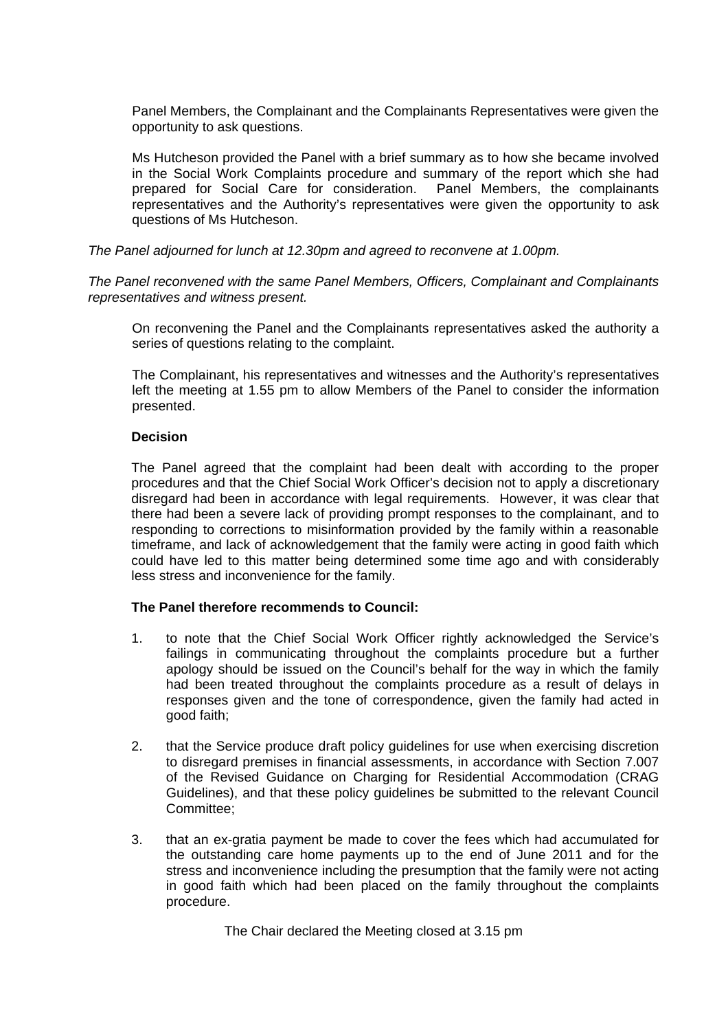Panel Members, the Complainant and the Complainants Representatives were given the opportunity to ask questions.

Ms Hutcheson provided the Panel with a brief summary as to how she became involved in the Social Work Complaints procedure and summary of the report which she had prepared for Social Care for consideration. Panel Members, the complainants representatives and the Authority's representatives were given the opportunity to ask questions of Ms Hutcheson.

*The Panel adjourned for lunch at 12.30pm and agreed to reconvene at 1.00pm.*

*The Panel reconvened with the same Panel Members, Officers, Complainant and Complainants representatives and witness present.*

On reconvening the Panel and the Complainants representatives asked the authority a series of questions relating to the complaint.

The Complainant, his representatives and witnesses and the Authority's representatives left the meeting at 1.55 pm to allow Members of the Panel to consider the information presented.

**Decision**

The Panel agreed that the complaint had been dealt with according to the proper procedures and that the Chief Social Work Officer's decision not to apply a discretionary disregard had been in accordance with legal requirements. However, it was clear that there had been a severe lack of providing prompt responses to the complainant, and to responding to corrections to misinformation provided by the family within a reasonable timeframe, and lack of acknowledgement that the family were acting in good faith which could have led to this matter being determined some time ago and with considerably less stress and inconvenience for the family.

**The Panel therefore recommends to Council:**

1. to note that the Chief Social Work Officer rightly acknowledged the Service's failings in communicating throughout the complaints procedure but a further apology should be issued on the Council's behalf for the way in which the family had been treated throughout the complaints procedure as a result of delays in responses given and the tone of correspondence, given the family had acted in good faith;

2. that the Service produce draft policy guidelines for use when exercising discretion to disregard premises in financial assessments, in accordance with Section 7.007 of the Revised Guidance on Charging for Residential Accommodation (CRAG Guidelines), and that these policy guidelines be submitted to the relevant Council Committee;

3. that an ex-gratia payment be made to cover the fees which had accumulated for the outstanding care home payments up to the end of June 2011 and for the stress and inconvenience including the presumption that the family were not acting in good faith which had been placed on the family throughout the complaints procedure.

The Chair declared the Meeting closed at 3.15 pm